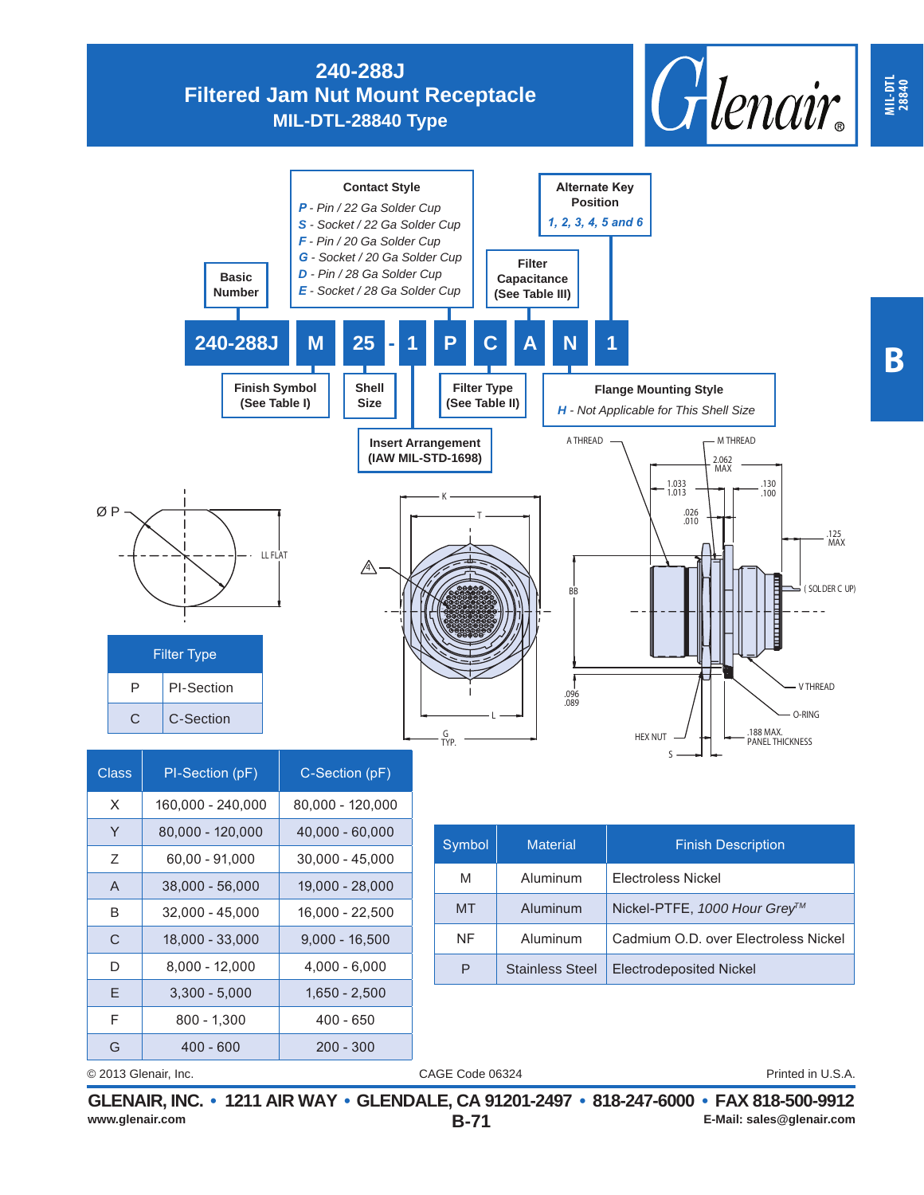# 240-288J
## Filtered Jam Mount Nut Receptacle
### MIL-DTL-28840 Type

**240-288J M 25 - 1 P C A N 1**

- **Basic Number**: 240-288J
- **Finish Symbol** (See Table I): M
- **Shell Size**: 25
- **Insert Arrangement** (IAW MIL-STD-1698): 1
- **Contact Style**: P
  - *P* - Pin / 22 Ga Solder Cup
  - *S* - Socket / 22 Ga Solder Cup
  - *F* - Pin / 20 Ga Solder Cup
  - *G* - Socket / 20 Ga Solder Cup
  - *D* - Pin / 28 Ga Solder Cup
  - *E* - Socket / 28 Ga Solder Cup
- **Filter Type** (See Table II): C
- **Filter Capacitance** (See Table III): A
- **Flange Mounting Style**: N
  - *H - Not Applicable for This Shell Size*
- **Alternate Key Position**: 1
  - *1, 2, 3, 4, 5 and 6*

| Filter Type | |
|---|---|
| P | PI-Section |
| C | C-Section |

| Class | PI-Section (pF) | C-Section (pF) |
|---|---|---|
| X | 160,000 - 240,000 | 80,000 - 120,000 |
| Y | 80,000 - 120,000 | 40,000 - 60,000 |
| Z | 60,00 - 91,000 | 30,000 - 45,000 |
| A | 38,000 - 56,000 | 19,000 - 28,000 |
| B | 32,000 - 45,000 | 16,000 - 22,500 |
| C | 18,000 - 33,000 | 9,000 - 16,500 |
| D | 8,000 - 12,000 | 4,000 - 6,000 |
| E | 3,300 - 5,000 | 1,650 - 2,500 |
| F | 800 - 1,300 | 400 - 650 |
| G | 400 - 600 | 200 - 300 |

| Symbol | Material | Finish Description |
|---|---|---|
| M | Aluminum | Electroless Nickel |
| MT | Aluminum | Nickel-PTFE, *1000 Hour Grey™* |
| NF | Aluminum | Cadmium O.D. over Electroless Nickel |
| P | Stainless Steel | Electrodeposited Nickel |

Drawing labels: Ø P, LL FLAT, K, T, BB, L, G TYP., A THREAD, M THREAD, 2.062 MAX, 1.033/1.013, .130/.100, .026/.010, .125 MAX, (SOLDER CUP), .096/.089, V THREAD, O-RING, HEX NUT, S, .188 MAX. PANEL THICKNESS

© 2013 Glenair, Inc. CAGE Code 06324 Printed in U.S.A.

**GLENAIR, INC. • 1211 AIR WAY • GLENDALE, CA 91201-2497 • 818-247-6000 • FAX 818-500-9912**

www.glenair.com E-Mail: sales@glenair.com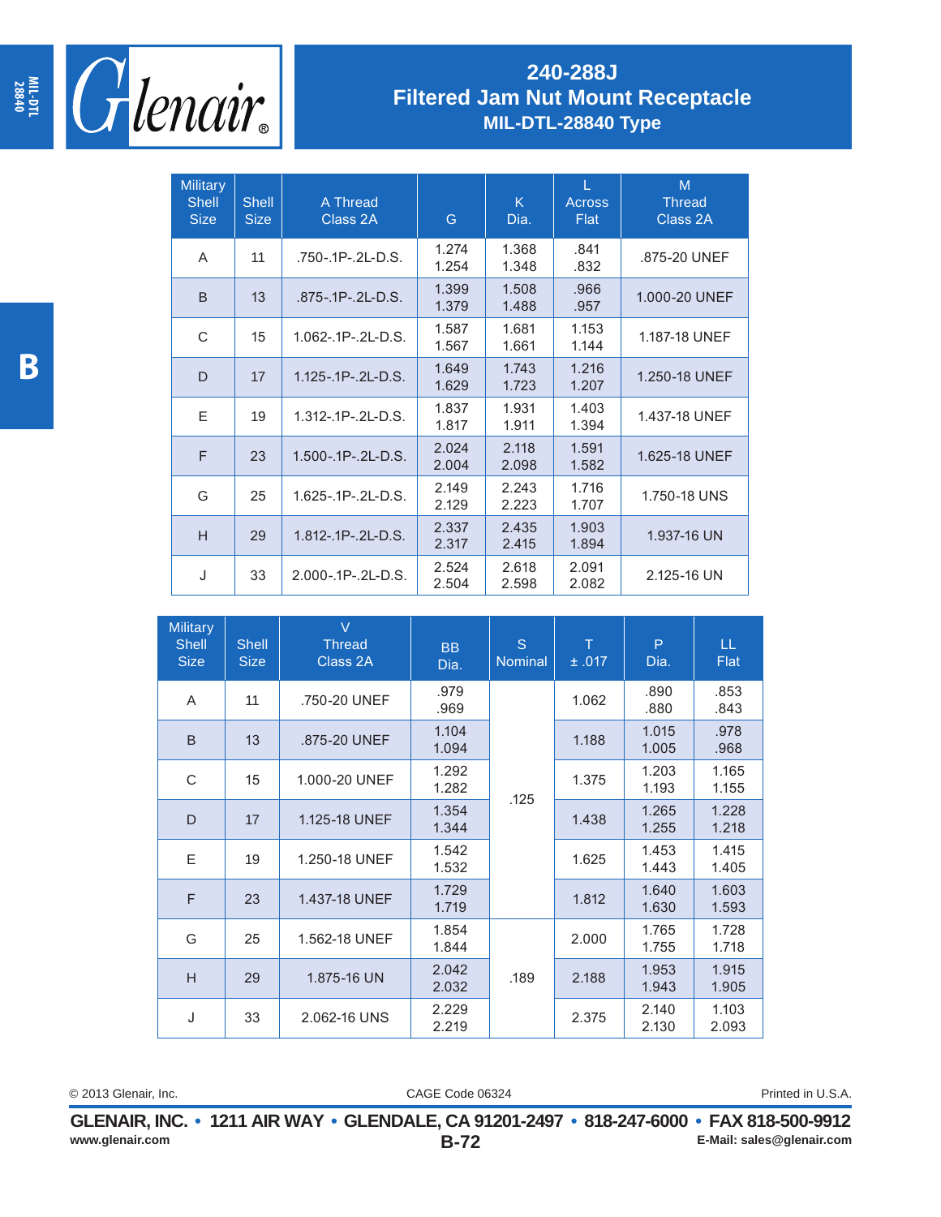# 240-288J
## Filtered Jam Nut Mount Receptacle
### MIL-DTL-28840 Type

| Military Shell Size | Shell Size | A Thread Class 2A | G | K Dia. | L Across Flat | M Thread Class 2A |
|---|---|---|---|---|---|---|
| A | 11 | .750-.1P-.2L-D.S. | 1.274 1.254 | 1.368 1.348 | .841 .832 | .875-20 UNEF |
| B | 13 | .875-.1P-.2L-D.S. | 1.399 1.379 | 1.508 1.488 | .966 .957 | 1.000-20 UNEF |
| C | 15 | 1.062-.1P-.2L-D.S. | 1.587 1.567 | 1.681 1.661 | 1.153 1.144 | 1.187-18 UNEF |
| D | 17 | 1.125-.1P-.2L-D.S. | 1.649 1.629 | 1.743 1.723 | 1.216 1.207 | 1.250-18 UNEF |
| E | 19 | 1.312-.1P-.2L-D.S. | 1.837 1.817 | 1.931 1.911 | 1.403 1.394 | 1.437-18 UNEF |
| F | 23 | 1.500-.1P-.2L-D.S. | 2.024 2.004 | 2.118 2.098 | 1.591 1.582 | 1.625-18 UNEF |
| G | 25 | 1.625-.1P-.2L-D.S. | 2.149 2.129 | 2.243 2.223 | 1.716 1.707 | 1.750-18 UNS |
| H | 29 | 1.812-.1P-.2L-D.S. | 2.337 2.317 | 2.435 2.415 | 1.903 1.894 | 1.937-16 UN |
| J | 33 | 2.000-.1P-.2L-D.S. | 2.524 2.504 | 2.618 2.598 | 2.091 2.082 | 2.125-16 UN |

| Military Shell Size | Shell Size | V Thread Class 2A | BB Dia. | S Nominal | T ± .017 | P Dia. | LL Flat |
|---|---|---|---|---|---|---|---|
| A | 11 | .750-20 UNEF | .979 .969 | .125 | 1.062 | .890 .880 | .853 .843 |
| B | 13 | .875-20 UNEF | 1.104 1.094 | .125 | 1.188 | 1.015 1.005 | .978 .968 |
| C | 15 | 1.000-20 UNEF | 1.292 1.282 | .125 | 1.375 | 1.203 1.193 | 1.165 1.155 |
| D | 17 | 1.125-18 UNEF | 1.354 1.344 | .125 | 1.438 | 1.265 1.255 | 1.228 1.218 |
| E | 19 | 1.250-18 UNEF | 1.542 1.532 | .125 | 1.625 | 1.453 1.443 | 1.415 1.405 |
| F | 23 | 1.437-18 UNEF | 1.729 1.719 | .125 | 1.812 | 1.640 1.630 | 1.603 1.593 |
| G | 25 | 1.562-18 UNEF | 1.854 1.844 | .189 | 2.000 | 1.765 1.755 | 1.728 1.718 |
| H | 29 | 1.875-16 UN | 2.042 2.032 | .189 | 2.188 | 1.953 1.943 | 1.915 1.905 |
| J | 33 | 2.062-16 UNS | 2.229 2.219 | .189 | 2.375 | 2.140 2.130 | 1.103 2.093 |

© 2013 Glenair, Inc. CAGE Code 06324 Printed in U.S.A.

**GLENAIR, INC. • 1211 AIR WAY • GLENDALE, CA 91201-2497 • 818-247-6000 • FAX 818-500-9912**

www.glenair.com B-72 E-Mail: sales@glenair.com